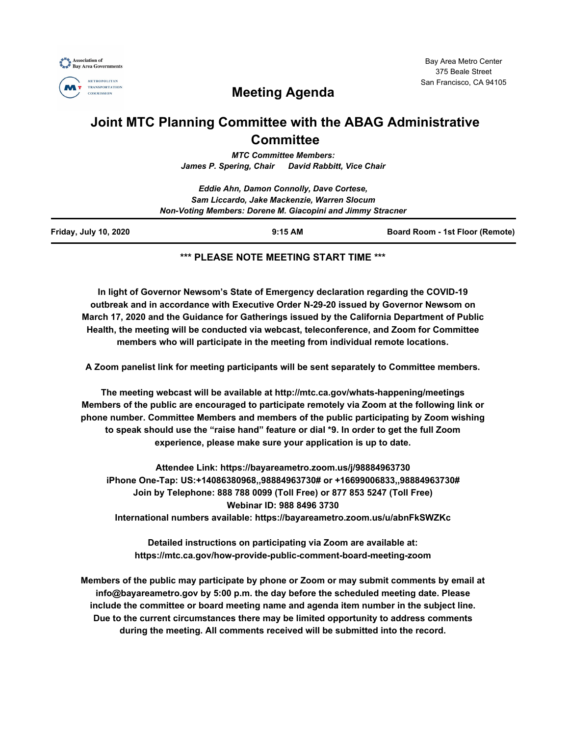Association of Bay Area Governments

Metropolitan Transportation Commission

Bay Area Metro Center
375 Beale Street
San Francisco, CA 94105

# Meeting Agenda

## Joint MTC Planning Committee with the ABAG Administrative Committee

***MTC Committee Members:***
***James P. Spering, Chair    David Rabbitt, Vice Chair***

***Eddie Ahn, Damon Connolly, Dave Cortese,***
***Sam Liccardo, Jake Mackenzie, Warren Slocum***
***Non-Voting Members: Dorene M. Giacopini and Jimmy Stracner***

---

| **Friday, July 10, 2020** | **9:15 AM** | **Board Room - 1st Floor (Remote)** |
|---|---|---|

---

**\*\*\* PLEASE NOTE MEETING START TIME \*\*\***

**In light of Governor Newsom's State of Emergency declaration regarding the COVID-19 outbreak and in accordance with Executive Order N-29-20 issued by Governor Newsom on March 17, 2020 and the Guidance for Gatherings issued by the California Department of Public Health, the meeting will be conducted via webcast, teleconference, and Zoom for Committee members who will participate in the meeting from individual remote locations.**

**A Zoom panelist link for meeting participants will be sent separately to Committee members.**

**The meeting webcast will be available at http://mtc.ca.gov/whats-happening/meetings**
**Members of the public are encouraged to participate remotely via Zoom at the following link or phone number. Committee Members and members of the public participating by Zoom wishing to speak should use the "raise hand" feature or dial \*9. In order to get the full Zoom experience, please make sure your application is up to date.**

**Attendee Link: https://bayareametro.zoom.us/j/98884963730**
**iPhone One-Tap: US:+14086380968,,98884963730# or +16699006833,,98884963730#**
**Join by Telephone: 888 788 0099 (Toll Free) or 877 853 5247 (Toll Free)**
**Webinar ID: 988 8496 3730**
**International numbers available: https://bayareametro.zoom.us/u/abnFkSWZKc**

**Detailed instructions on participating via Zoom are available at:**
**https://mtc.ca.gov/how-provide-public-comment-board-meeting-zoom**

**Members of the public may participate by phone or Zoom or may submit comments by email at info@bayareametro.gov by 5:00 p.m. the day before the scheduled meeting date. Please include the committee or board meeting name and agenda item number in the subject line. Due to the current circumstances there may be limited opportunity to address comments during the meeting. All comments received will be submitted into the record.**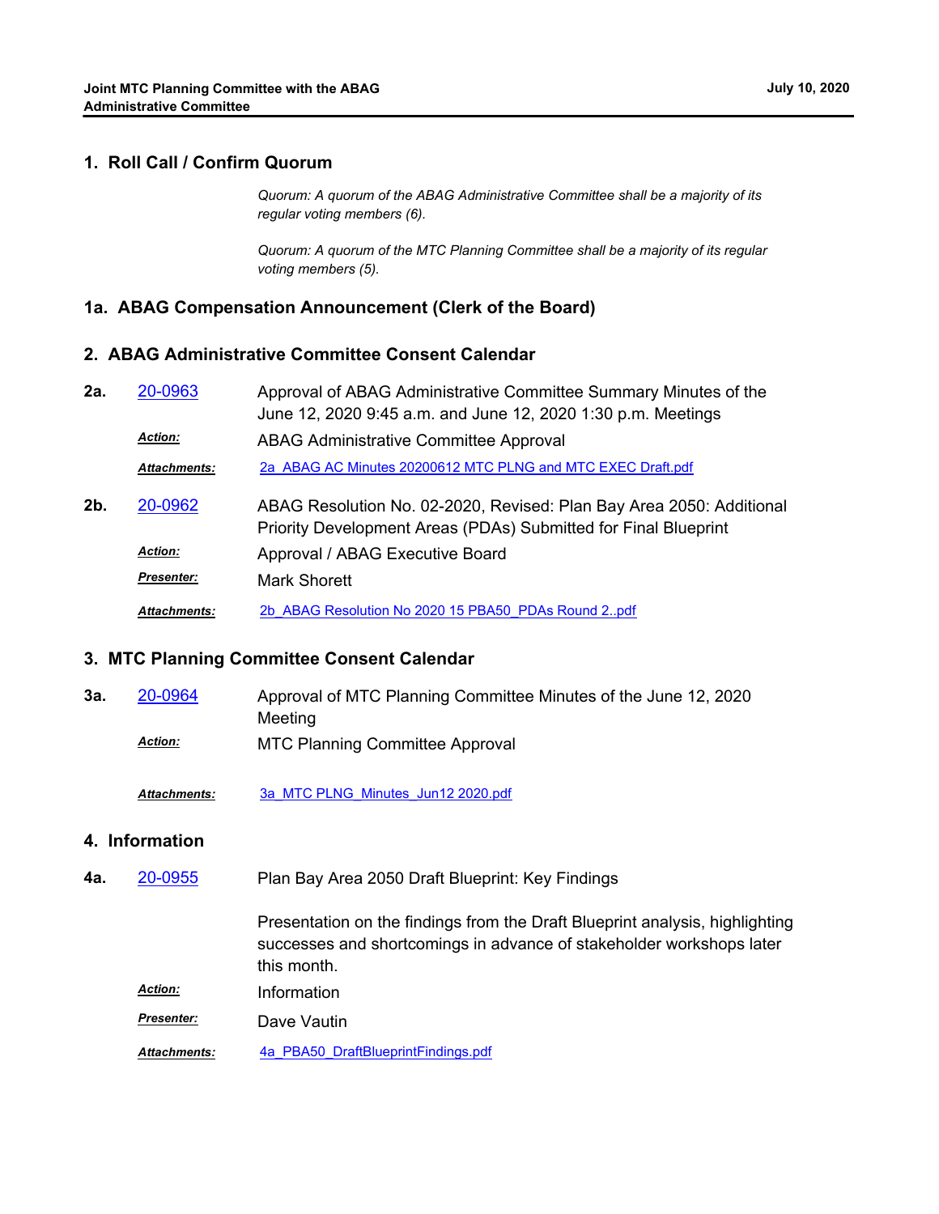## 1. Roll Call / Confirm Quorum

*Quorum: A quorum of the ABAG Administrative Committee shall be a majority of its regular voting members (6).*

*Quorum: A quorum of the MTC Planning Committee shall be a majority of its regular voting members (5).*

## 1a. ABAG Compensation Announcement (Clerk of the Board)

## 2. ABAG Administrative Committee Consent Calendar

**2a.** 20-0963 Approval of ABAG Administrative Committee Summary Minutes of the June 12, 2020 9:45 a.m. and June 12, 2020 1:30 p.m. Meetings

***Action:*** ABAG Administrative Committee Approval

***Attachments:*** 2a_ABAG AC Minutes 20200612 MTC PLNG and MTC EXEC Draft.pdf

**2b.** 20-0962 ABAG Resolution No. 02-2020, Revised: Plan Bay Area 2050: Additional Priority Development Areas (PDAs) Submitted for Final Blueprint

***Action:*** Approval / ABAG Executive Board

***Presenter:*** Mark Shorett

***Attachments:*** 2b_ABAG Resolution No 2020 15 PBA50_PDAs Round 2..pdf

## 3. MTC Planning Committee Consent Calendar

**3a.** 20-0964 Approval of MTC Planning Committee Minutes of the June 12, 2020 Meeting

***Action:*** MTC Planning Committee Approval

***Attachments:*** 3a_MTC PLNG_Minutes_Jun12 2020.pdf

## 4. Information

**4a.** 20-0955 Plan Bay Area 2050 Draft Blueprint: Key Findings

Presentation on the findings from the Draft Blueprint analysis, highlighting successes and shortcomings in advance of stakeholder workshops later this month.

***Action:*** Information

***Presenter:*** Dave Vautin

***Attachments:*** 4a_PBA50_DraftBlueprintFindings.pdf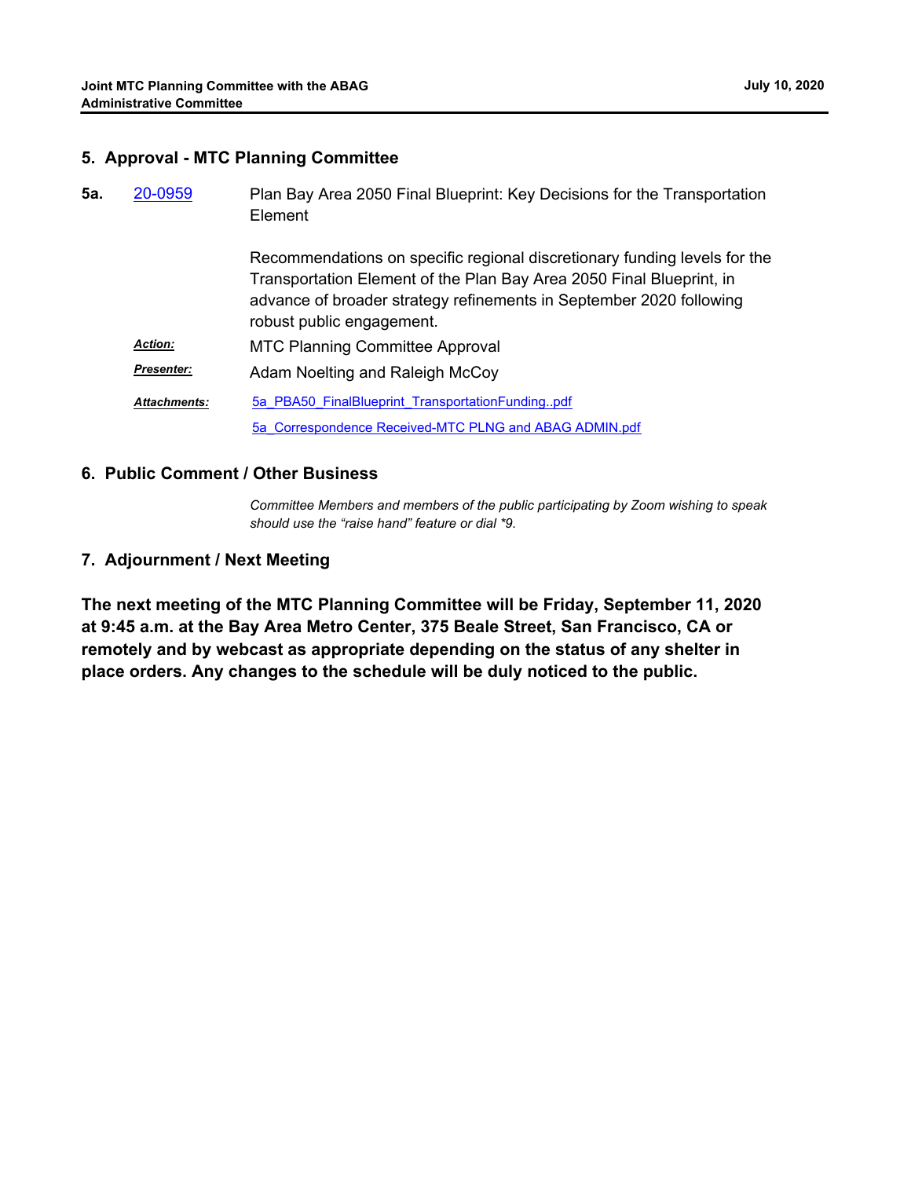## 5. Approval - MTC Planning Committee

**5a.** 20-0959 Plan Bay Area 2050 Final Blueprint: Key Decisions for the Transportation Element

Recommendations on specific regional discretionary funding levels for the Transportation Element of the Plan Bay Area 2050 Final Blueprint, in advance of broader strategy refinements in September 2020 following robust public engagement.

***Action:*** MTC Planning Committee Approval

***Presenter:*** Adam Noelting and Raleigh McCoy

***Attachments:*** 5a_PBA50_FinalBlueprint_TransportationFunding..pdf

5a_Correspondence Received-MTC PLNG and ABAG ADMIN.pdf

## 6. Public Comment / Other Business

*Committee Members and members of the public participating by Zoom wishing to speak should use the "raise hand" feature or dial *9.*

## 7. Adjournment / Next Meeting

**The next meeting of the MTC Planning Committee will be Friday, September 11, 2020 at 9:45 a.m. at the Bay Area Metro Center, 375 Beale Street, San Francisco, CA or remotely and by webcast as appropriate depending on the status of any shelter in place orders. Any changes to the schedule will be duly noticed to the public.**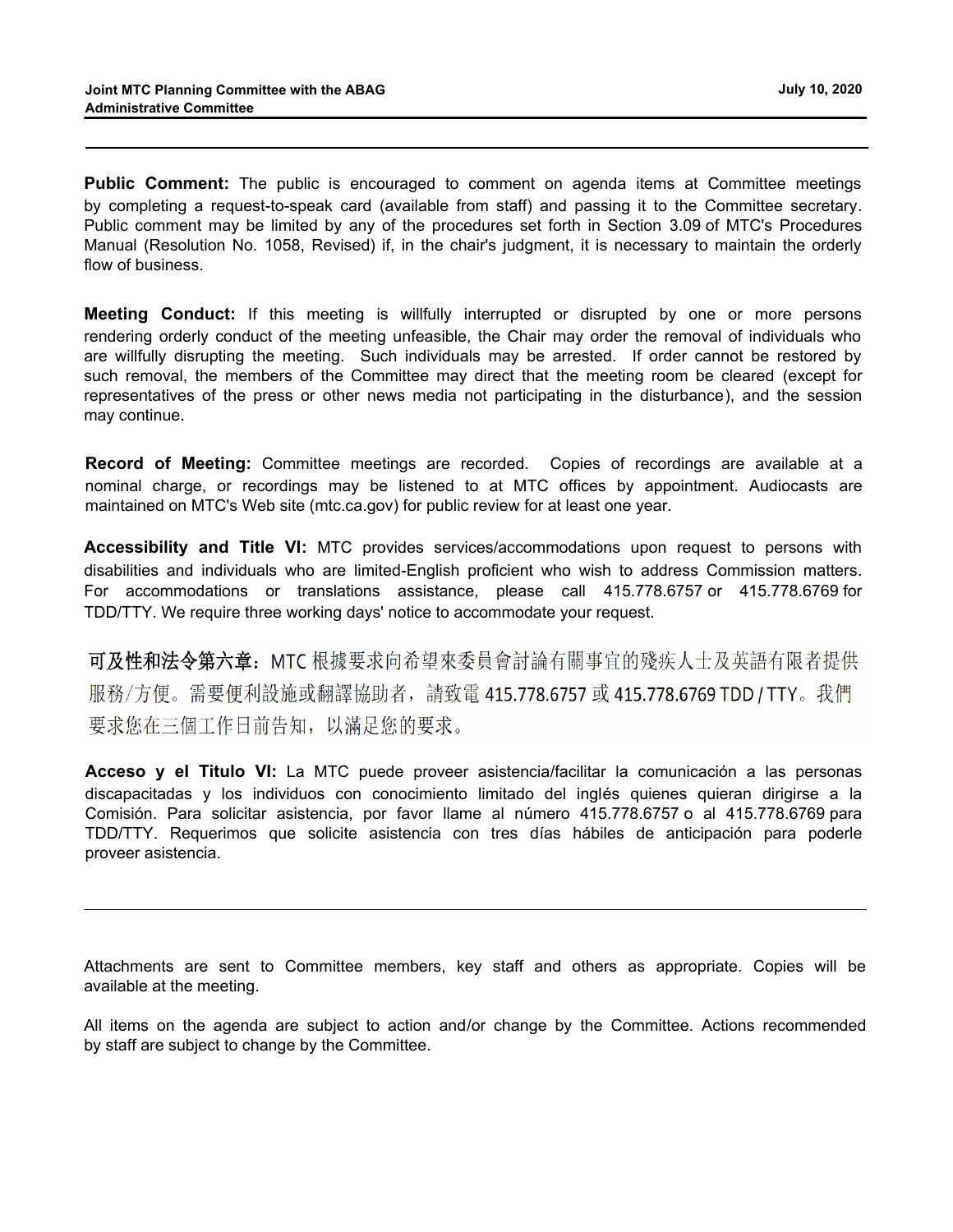**Public Comment:** The public is encouraged to comment on agenda items at Committee meetings by completing a request-to-speak card (available from staff) and passing it to the Committee secretary. Public comment may be limited by any of the procedures set forth in Section 3.09 of MTC's Procedures Manual (Resolution No. 1058, Revised) if, in the chair's judgment, it is necessary to maintain the orderly flow of business.

**Meeting Conduct:** If this meeting is willfully interrupted or disrupted by one or more persons rendering orderly conduct of the meeting unfeasible, the Chair may order the removal of individuals who are willfully disrupting the meeting. Such individuals may be arrested. If order cannot be restored by such removal, the members of the Committee may direct that the meeting room be cleared (except for representatives of the press or other news media not participating in the disturbance), and the session may continue.

**Record of Meeting:** Committee meetings are recorded. Copies of recordings are available at a nominal charge, or recordings may be listened to at MTC offices by appointment. Audiocasts are maintained on MTC's Web site (mtc.ca.gov) for public review for at least one year.

**Accessibility and Title VI:** MTC provides services/accommodations upon request to persons with disabilities and individuals who are limited-English proficient who wish to address Commission matters. For accommodations or translations assistance, please call 415.778.6757 or 415.778.6769 for TDD/TTY. We require three working days' notice to accommodate your request.

**可及性和法令第六章**：MTC 根據要求向希望來委員會討論有關事宜的殘疾人士及英語有限者提供服務/方便。需要便利設施或翻譯協助者，請致電 415.778.6757 或 415.778.6769 TDD / TTY。我們要求您在三個工作日前告知，以滿足您的要求。

**Acceso y el Titulo VI:** La MTC puede proveer asistencia/facilitar la comunicación a las personas discapacitadas y los individuos con conocimiento limitado del inglés quienes quieran dirigirse a la Comisión. Para solicitar asistencia, por favor llame al número 415.778.6757 o al 415.778.6769 para TDD/TTY. Requerimos que solicite asistencia con tres días hábiles de anticipación para poderle proveer asistencia.

---

Attachments are sent to Committee members, key staff and others as appropriate. Copies will be available at the meeting.

All items on the agenda are subject to action and/or change by the Committee. Actions recommended by staff are subject to change by the Committee.